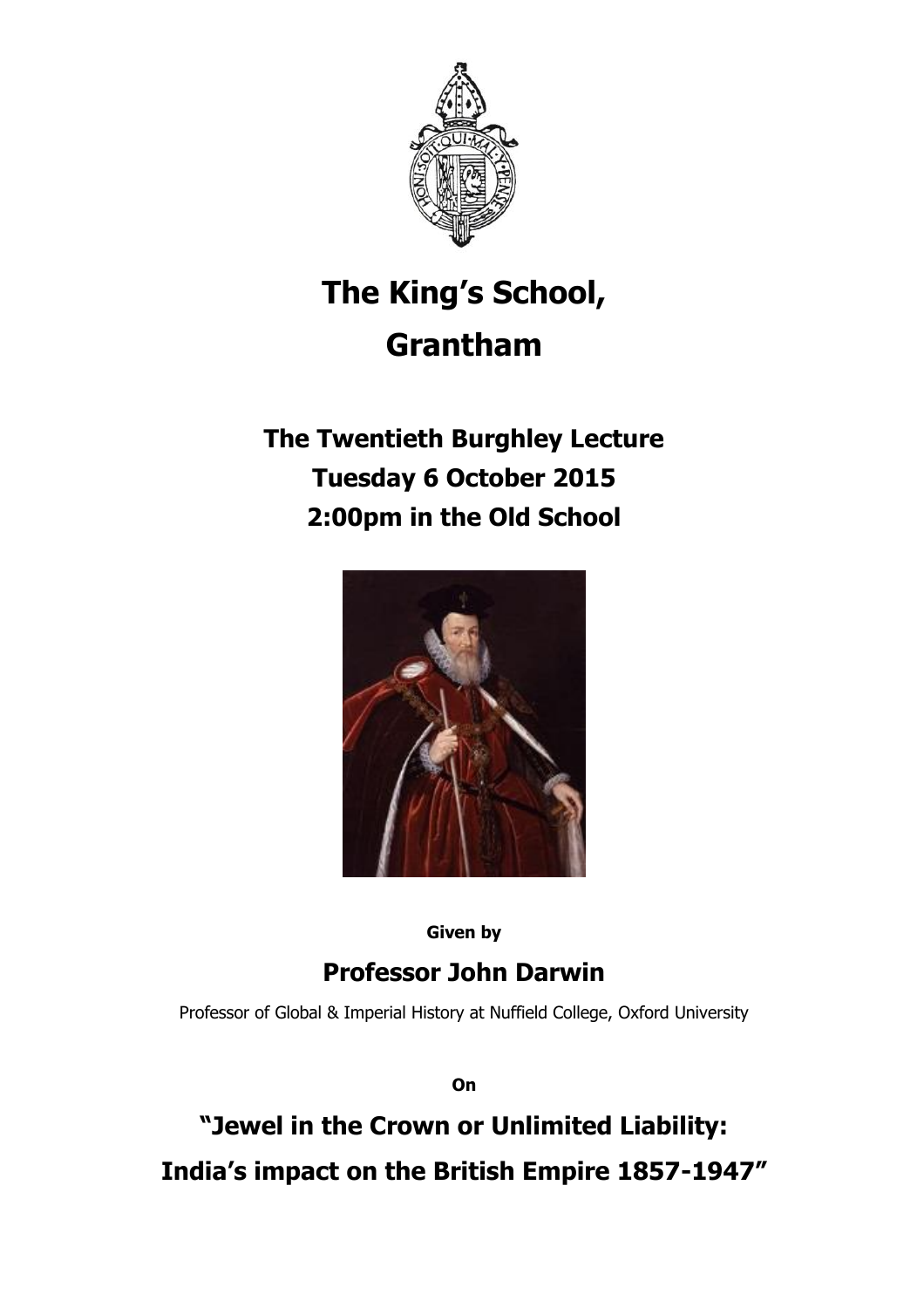# The King's School, Grantham

## The Twentieth Burghley Lecture
## Tuesday 6 October 2015
## 2:00pm in the Old School

**Given by**

## Professor John Darwin

Professor of Global & Imperial History at Nuffield College, Oxford University

**On**

## "Jewel in the Crown or Unlimited Liability: India's impact on the British Empire 1857-1947"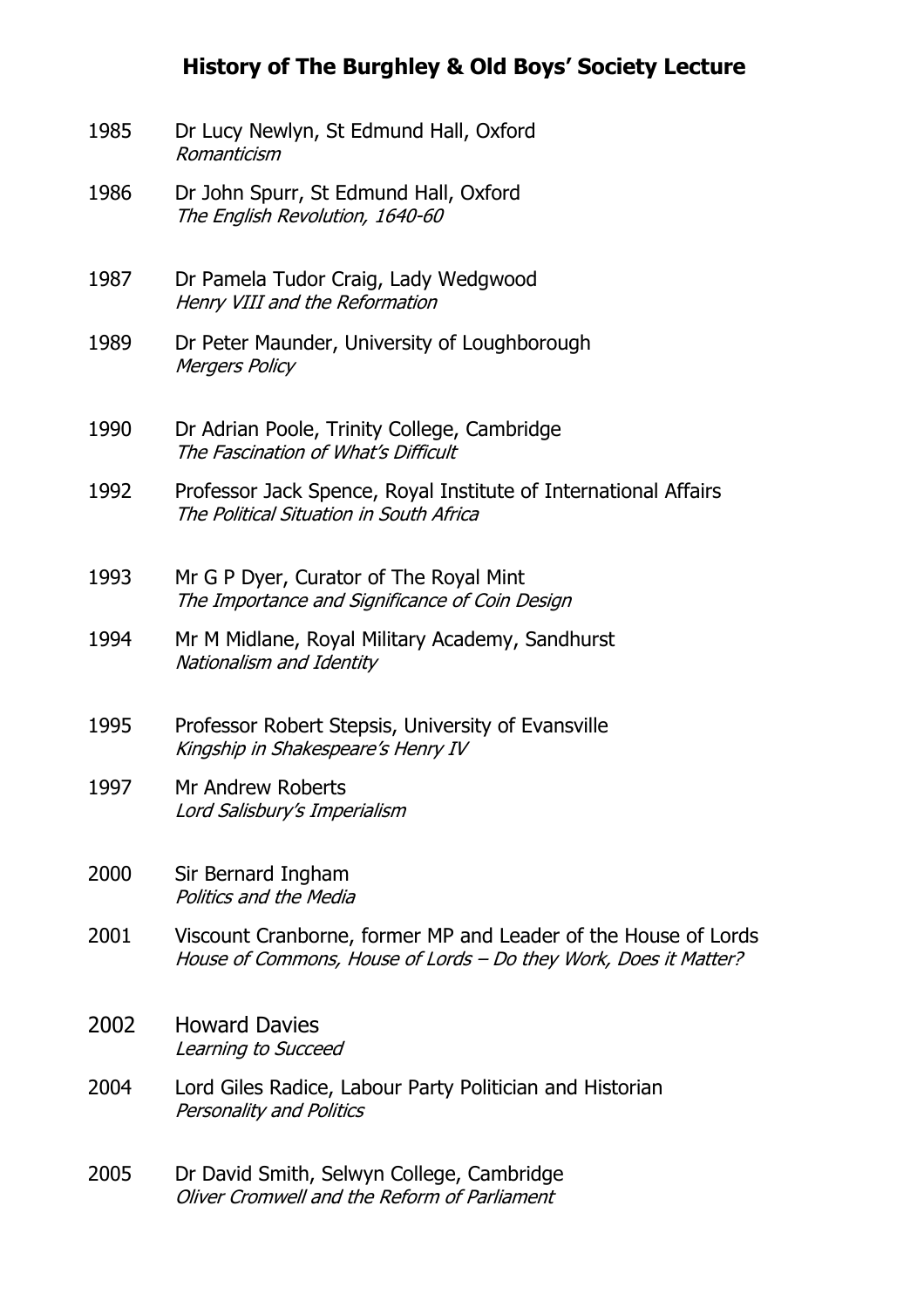## History of The Burghley & Old Boys' Society Lecture

1985 Dr Lucy Newlyn, St Edmund Hall, Oxford
*Romanticism*

1986 Dr John Spurr, St Edmund Hall, Oxford
*The English Revolution, 1640-60*

1987 Dr Pamela Tudor Craig, Lady Wedgwood
*Henry VIII and the Reformation*

1989 Dr Peter Maunder, University of Loughborough
*Mergers Policy*

1990 Dr Adrian Poole, Trinity College, Cambridge
*The Fascination of What's Difficult*

1992 Professor Jack Spence, Royal Institute of International Affairs
*The Political Situation in South Africa*

1993 Mr G P Dyer, Curator of The Royal Mint
*The Importance and Significance of Coin Design*

1994 Mr M Midlane, Royal Military Academy, Sandhurst
*Nationalism and Identity*

1995 Professor Robert Stepsis, University of Evansville
*Kingship in Shakespeare's Henry IV*

1997 Mr Andrew Roberts
*Lord Salisbury's Imperialism*

2000 Sir Bernard Ingham
*Politics and the Media*

2001 Viscount Cranborne, former MP and Leader of the House of Lords
*House of Commons, House of Lords – Do they Work, Does it Matter?*

2002 Howard Davies
*Learning to Succeed*

2004 Lord Giles Radice, Labour Party Politician and Historian
*Personality and Politics*

2005 Dr David Smith, Selwyn College, Cambridge
*Oliver Cromwell and the Reform of Parliament*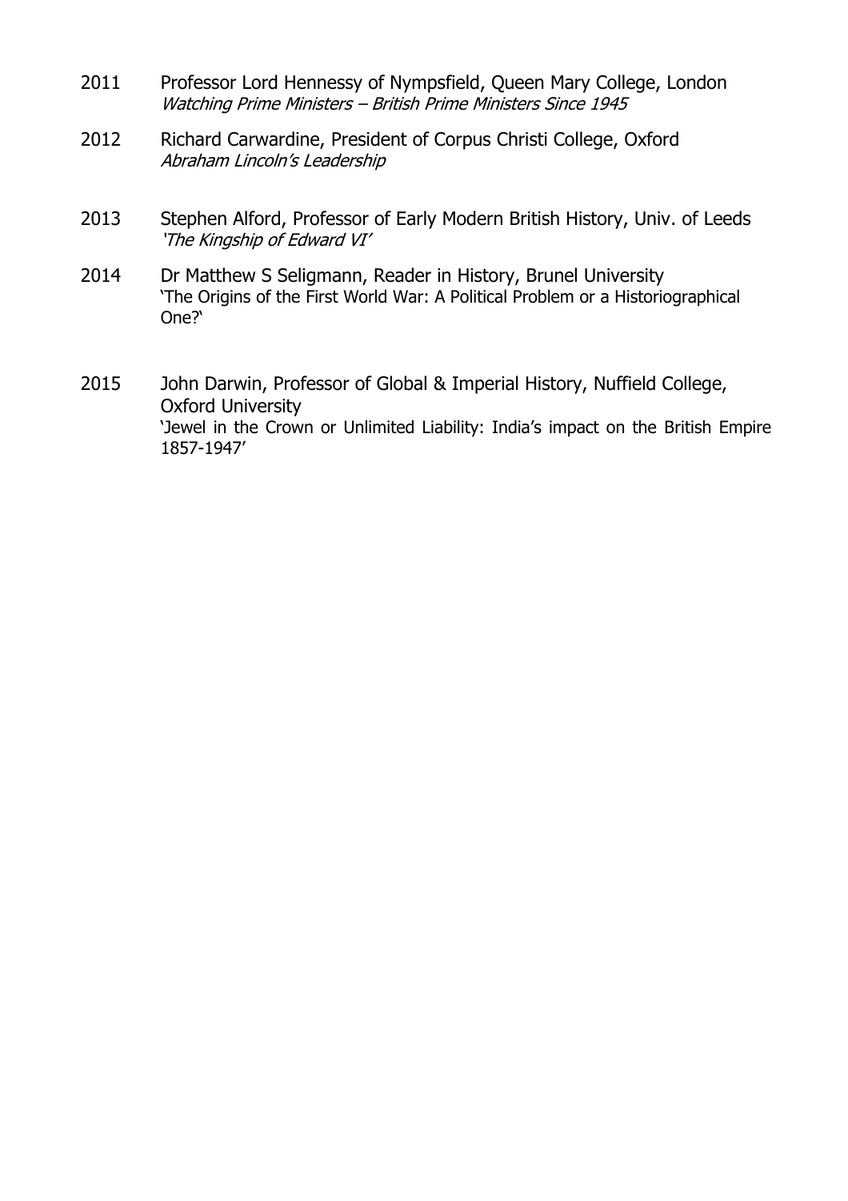2011 Professor Lord Hennessy of Nympsfield, Queen Mary College, London
*Watching Prime Ministers – British Prime Ministers Since 1945*

2012 Richard Carwardine, President of Corpus Christi College, Oxford
*Abraham Lincoln's Leadership*

2013 Stephen Alford, Professor of Early Modern British History, Univ. of Leeds
*'The Kingship of Edward VI'*

2014 Dr Matthew S Seligmann, Reader in History, Brunel University
'The Origins of the First World War: A Political Problem or a Historiographical One?'

2015 John Darwin, Professor of Global & Imperial History, Nuffield College, Oxford University
'Jewel in the Crown or Unlimited Liability: India's impact on the British Empire 1857-1947'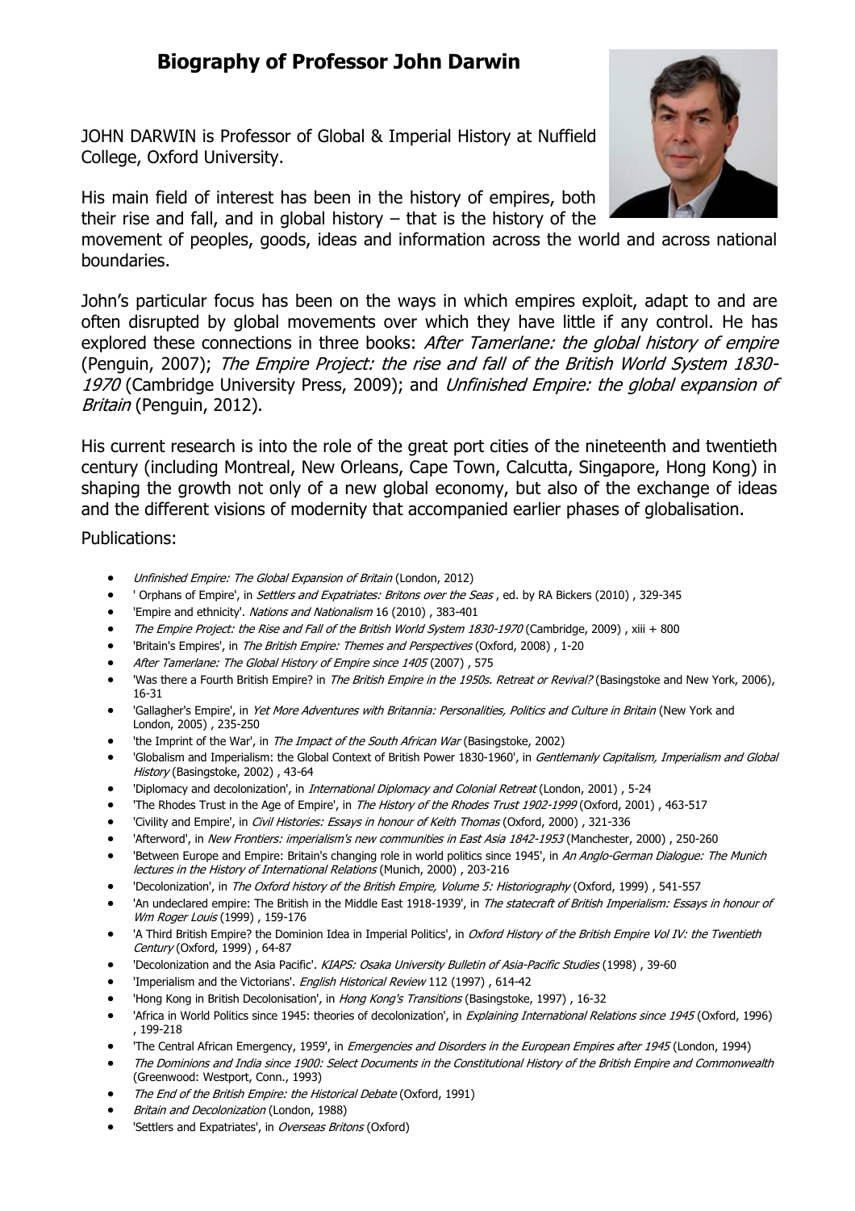# Biography of Professor John Darwin

JOHN DARWIN is Professor of Global & Imperial History at Nuffield College, Oxford University.

His main field of interest has been in the history of empires, both their rise and fall, and in global history – that is the history of the movement of peoples, goods, ideas and information across the world and across national boundaries.

John's particular focus has been on the ways in which empires exploit, adapt to and are often disrupted by global movements over which they have little if any control. He has explored these connections in three books: *After Tamerlane: the global history of empire* (Penguin, 2007); *The Empire Project: the rise and fall of the British World System 1830-1970* (Cambridge University Press, 2009); and *Unfinished Empire: the global expansion of Britain* (Penguin, 2012).

His current research is into the role of the great port cities of the nineteenth and twentieth century (including Montreal, New Orleans, Cape Town, Calcutta, Singapore, Hong Kong) in shaping the growth not only of a new global economy, but also of the exchange of ideas and the different visions of modernity that accompanied earlier phases of globalisation.

Publications:

- *Unfinished Empire: The Global Expansion of Britain* (London, 2012)
- ' Orphans of Empire', in *Settlers and Expatriates: Britons over the Seas* , ed. by RA Bickers (2010) , 329-345
- 'Empire and ethnicity'. *Nations and Nationalism* 16 (2010) , 383-401
- *The Empire Project: the Rise and Fall of the British World System 1830-1970* (Cambridge, 2009) , xiii + 800
- 'Britain's Empires', in *The British Empire: Themes and Perspectives* (Oxford, 2008) , 1-20
- *After Tamerlane: The Global History of Empire since 1405* (2007) , 575
- 'Was there a Fourth British Empire? in *The British Empire in the 1950s. Retreat or Revival?* (Basingstoke and New York, 2006), 16-31
- 'Gallagher's Empire', in *Yet More Adventures with Britannia: Personalities, Politics and Culture in Britain* (New York and London, 2005) , 235-250
- 'the Imprint of the War', in *The Impact of the South African War* (Basingstoke, 2002)
- 'Globalism and Imperialism: the Global Context of British Power 1830-1960', in *Gentlemanly Capitalism, Imperialism and Global History* (Basingstoke, 2002) , 43-64
- 'Diplomacy and decolonization', in *International Diplomacy and Colonial Retreat* (London, 2001) , 5-24
- 'The Rhodes Trust in the Age of Empire', in *The History of the Rhodes Trust 1902-1999* (Oxford, 2001) , 463-517
- 'Civility and Empire', in *Civil Histories: Essays in honour of Keith Thomas* (Oxford, 2000) , 321-336
- 'Afterword', in *New Frontiers: imperialism's new communities in East Asia 1842-1953* (Manchester, 2000) , 250-260
- 'Between Europe and Empire: Britain's changing role in world politics since 1945', in *An Anglo-German Dialogue: The Munich lectures in the History of International Relations* (Munich, 2000) , 203-216
- 'Decolonization', in *The Oxford history of the British Empire, Volume 5: Historiography* (Oxford, 1999) , 541-557
- 'An undeclared empire: The British in the Middle East 1918-1939', in *The statecraft of British Imperialism: Essays in honour of Wm Roger Louis* (1999) , 159-176
- 'A Third British Empire? the Dominion Idea in Imperial Politics', in *Oxford History of the British Empire Vol IV: the Twentieth Century* (Oxford, 1999) , 64-87
- 'Decolonization and the Asia Pacific'. *KIAPS: Osaka University Bulletin of Asia-Pacific Studies* (1998) , 39-60
- 'Imperialism and the Victorians'. *English Historical Review* 112 (1997) , 614-42
- 'Hong Kong in British Decolonisation', in *Hong Kong's Transitions* (Basingstoke, 1997) , 16-32
- 'Africa in World Politics since 1945: theories of decolonization', in *Explaining International Relations since 1945* (Oxford, 1996) , 199-218
- 'The Central African Emergency, 1959', in *Emergencies and Disorders in the European Empires after 1945* (London, 1994)
- *The Dominions and India since 1900: Select Documents in the Constitutional History of the British Empire and Commonwealth* (Greenwood: Westport, Conn., 1993)
- *The End of the British Empire: the Historical Debate* (Oxford, 1991)
- *Britain and Decolonization* (London, 1988)
- 'Settlers and Expatriates', in *Overseas Britons* (Oxford)